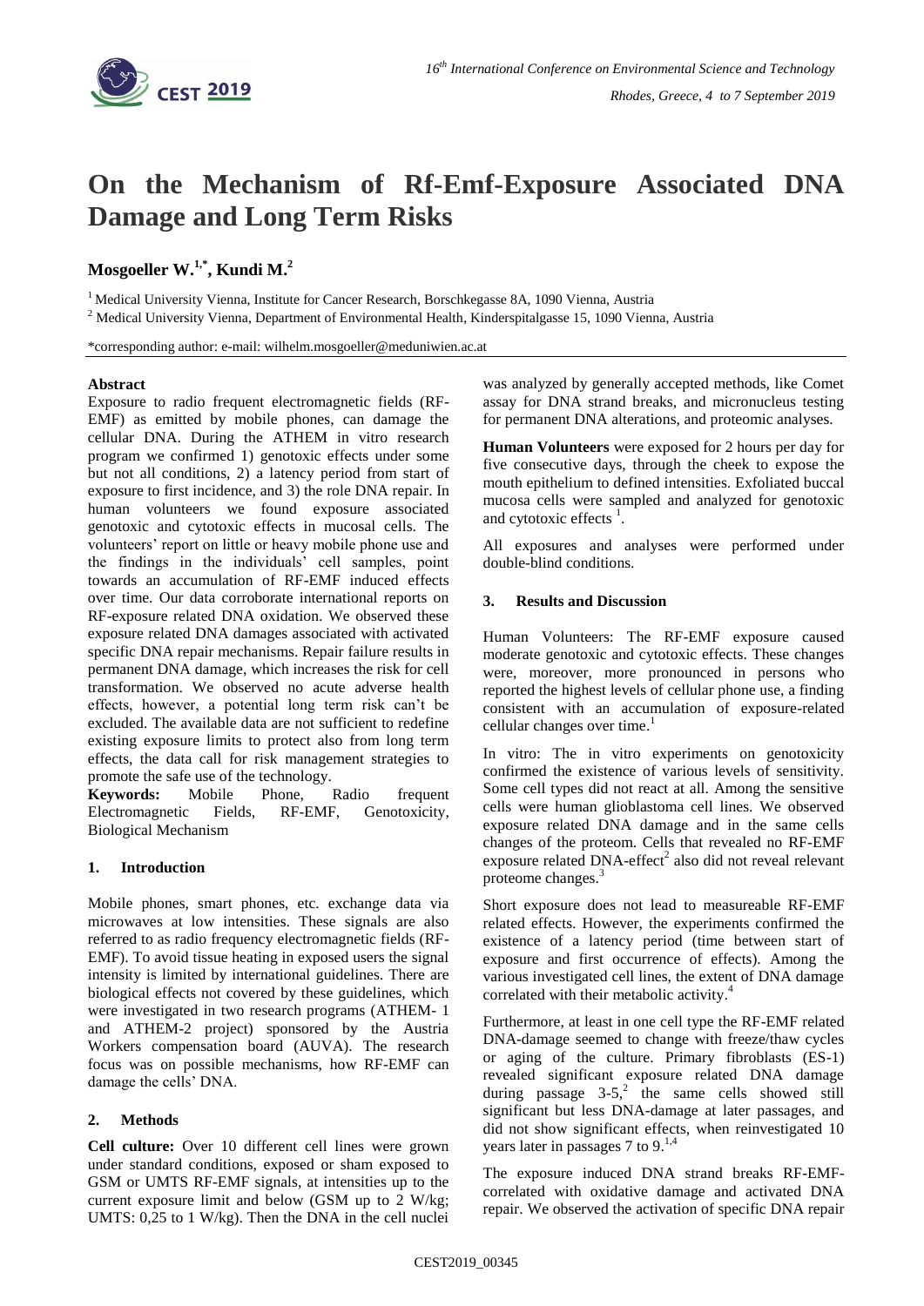# On the Mechanism of Rf-Emf-Exposure Associated DNA Damage and Long Term Risks

**Mosgoeller W.[1,*], Kundi M.[2]**

[1] Medical University Vienna, Institute for Cancer Research, Borschkegasse 8A, 1090 Vienna, Austria

[2] Medical University Vienna, Department of Environmental Health, Kinderspitalgasse 15, 1090 Vienna, Austria

*corresponding author: e-mail: wilhelm.mosgoeller@meduniwien.ac.at

**Abstract**

Exposure to radio frequent electromagnetic fields (RF-EMF) as emitted by mobile phones, can damage the cellular DNA. During the ATHEM in vitro research program we confirmed 1) genotoxic effects under some but not all conditions, 2) a latency period from start of exposure to first incidence, and 3) the role DNA repair. In human volunteers we found exposure associated genotoxic and cytotoxic effects in mucosal cells. The volunteers' report on little or heavy mobile phone use and the findings in the individuals' cell samples, point towards an accumulation of RF-EMF induced effects over time. Our data corroborate international reports on RF-exposure related DNA oxidation. We observed these exposure related DNA damages associated with activated specific DNA repair mechanisms. Repair failure results in permanent DNA damage, which increases the risk for cell transformation. We observed no acute adverse health effects, however, a potential long term risk can't be excluded. The available data are not sufficient to redefine existing exposure limits to protect also from long term effects, the data call for risk management strategies to promote the safe use of the technology.

**Keywords:** Mobile Phone, Radio frequent Electromagnetic Fields, RF-EMF, Genotoxicity, Biological Mechanism

## 1. Introduction

Mobile phones, smart phones, etc. exchange data via microwaves at low intensities. These signals are also referred to as radio frequency electromagnetic fields (RF-EMF). To avoid tissue heating in exposed users the signal intensity is limited by international guidelines. There are biological effects not covered by these guidelines, which were investigated in two research programs (ATHEM- 1 and ATHEM-2 project) sponsored by the Austria Workers compensation board (AUVA). The research focus was on possible mechanisms, how RF-EMF can damage the cells' DNA.

## 2. Methods

**Cell culture:** Over 10 different cell lines were grown under standard conditions, exposed or sham exposed to GSM or UMTS RF-EMF signals, at intensities up to the current exposure limit and below (GSM up to 2 W/kg; UMTS: 0,25 to 1 W/kg). Then the DNA in the cell nuclei was analyzed by generally accepted methods, like Comet assay for DNA strand breaks, and micronucleus testing for permanent DNA alterations, and proteomic analyses.

**Human Volunteers** were exposed for 2 hours per day for five consecutive days, through the cheek to expose the mouth epithelium to defined intensities. Exfoliated buccal mucosa cells were sampled and analyzed for genotoxic and cytotoxic effects [1].

All exposures and analyses were performed under double-blind conditions.

## 3. Results and Discussion

Human Volunteers: The RF-EMF exposure caused moderate genotoxic and cytotoxic effects. These changes were, moreover, more pronounced in persons who reported the highest levels of cellular phone use, a finding consistent with an accumulation of exposure-related cellular changes over time.[1]

In vitro: The in vitro experiments on genotoxicity confirmed the existence of various levels of sensitivity. Some cell types did not react at all. Among the sensitive cells were human glioblastoma cell lines. We observed exposure related DNA damage and in the same cells changes of the proteom. Cells that revealed no RF-EMF exposure related DNA-effect[2] also did not reveal relevant proteome changes.[3]

Short exposure does not lead to measureable RF-EMF related effects. However, the experiments confirmed the existence of a latency period (time between start of exposure and first occurrence of effects). Among the various investigated cell lines, the extent of DNA damage correlated with their metabolic activity.[4]

Furthermore, at least in one cell type the RF-EMF related DNA-damage seemed to change with freeze/thaw cycles or aging of the culture. Primary fibroblasts (ES-1) revealed significant exposure related DNA damage during passage 3-5,[2] the same cells showed still significant but less DNA-damage at later passages, and did not show significant effects, when reinvestigated 10 years later in passages 7 to 9.[1,4]

The exposure induced DNA strand breaks RF-EMF-correlated with oxidative damage and activated DNA repair. We observed the activation of specific DNA repair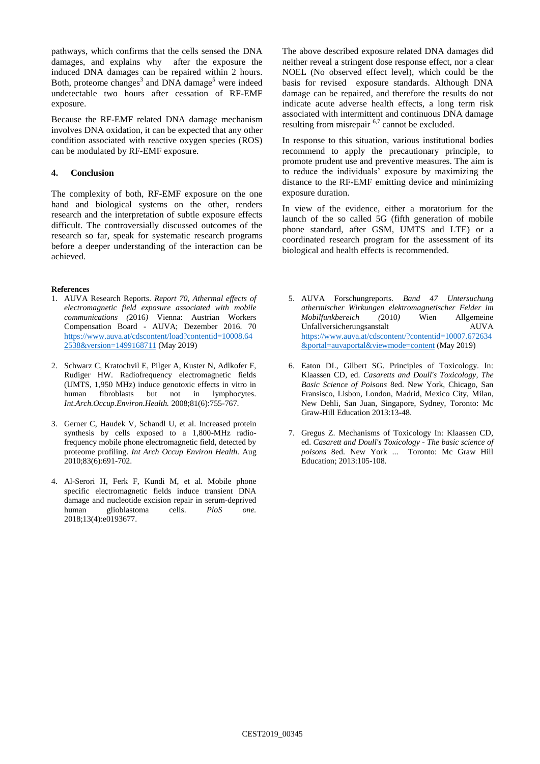pathways, which confirms that the cells sensed the DNA damages, and explains why after the exposure the induced DNA damages can be repaired within 2 hours. Both, proteome changes[3] and DNA damage[5] were indeed undetectable two hours after cessation of RF-EMF exposure.

Because the RF-EMF related DNA damage mechanism involves DNA oxidation, it can be expected that any other condition associated with reactive oxygen species (ROS) can be modulated by RF-EMF exposure.

## 4. Conclusion

The complexity of both, RF-EMF exposure on the one hand and biological systems on the other, renders research and the interpretation of subtle exposure effects difficult. The controversially discussed outcomes of the research so far, speak for systematic research programs before a deeper understanding of the interaction can be achieved.

The above described exposure related DNA damages did neither reveal a stringent dose response effect, nor a clear NOEL (No observed effect level), which could be the basis for revised exposure standards. Although DNA damage can be repaired, and therefore the results do not indicate acute adverse health effects, a long term risk associated with intermittent and continuous DNA damage resulting from misrepair [6,7] cannot be excluded.

In response to this situation, various institutional bodies recommend to apply the precautionary principle, to promote prudent use and preventive measures. The aim is to reduce the individuals' exposure by maximizing the distance to the RF-EMF emitting device and minimizing exposure duration.

In view of the evidence, either a moratorium for the launch of the so called 5G (fifth generation of mobile phone standard, after GSM, UMTS and LTE) or a coordinated research program for the assessment of its biological and health effects is recommended.

**References**

1. AUVA Research Reports. *Report 70, Athermal effects of electromagnetic field exposure associated with mobile communications (*2016*)* Vienna: Austrian Workers Compensation Board - AUVA; Dezember 2016. 70 https://www.auva.at/cdscontent/load?contentid=10008.642538&version=1499168711 (May 2019)

2. Schwarz C, Kratochvil E, Pilger A, Kuster N, Adlkofer F, Rudiger HW. Radiofrequency electromagnetic fields (UMTS, 1,950 MHz) induce genotoxic effects in vitro in human fibroblasts but not in lymphocytes. *Int.Arch.Occup.Environ.Health.* 2008;81(6):755-767.

3. Gerner C, Haudek V, Schandl U, et al. Increased protein synthesis by cells exposed to a 1,800-MHz radio-frequency mobile phone electromagnetic field, detected by proteome profiling. *Int Arch Occup Environ Health.* Aug 2010;83(6):691-702.

4. Al-Serori H, Ferk F, Kundi M, et al. Mobile phone specific electromagnetic fields induce transient DNA damage and nucleotide excision repair in serum-deprived human glioblastoma cells. *PloS one.* 2018;13(4):e0193677.

5. AUVA Forschungreports. *Band 47 Untersuchung athermischer Wirkungen elektromagnetischer Felder im Mobilfunkbereich (*2010*)* Wien Allgemeine Unfallversicherungsanstalt AUVA https://www.auva.at/cdscontent/?contentid=10007.672634&portal=auvaportal&viewmode=content (May 2019)

6. Eaton DL, Gilbert SG. Principles of Toxicology. In: Klaassen CD, ed. *Casaretts and Doull's Toxicology, The Basic Science of Poisons* 8ed. New York, Chicago, San Fransisco, Lisbon, London, Madrid, Mexico City, Milan, New Dehli, San Juan, Singapore, Sydney, Toronto: Mc Graw-Hill Education 2013:13-48.

7. Gregus Z. Mechanisms of Toxicology In: Klaassen CD, ed. *Casartt and Doull's Toxicology - The basic science of poisons* 8ed. New York ... Toronto: Mc Graw Hill Education; 2013:105-108.